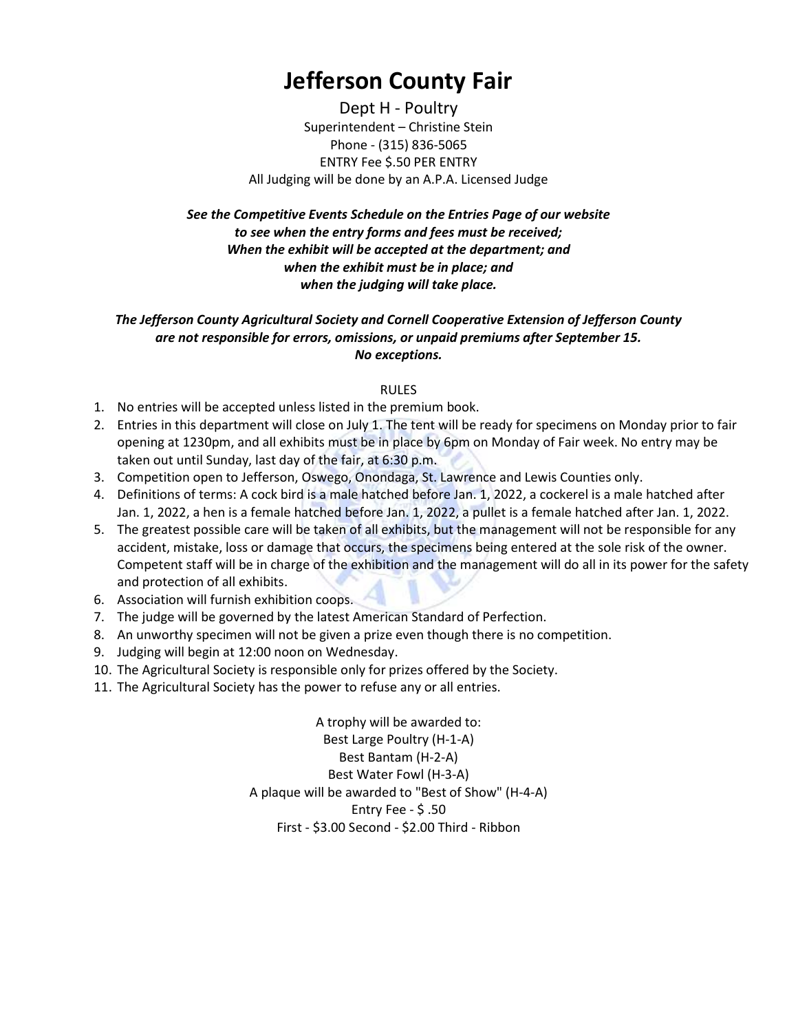# Jefferson County Fair

Dept H - Poultry

Superintendent – Christine Stein

Phone - (315) 836-5065

ENTRY Fee $.50 PER ENTRY

All Judging will be done by an A.P.A. Licensed Judge

***See the Competitive Events Schedule on the Entries Page of our website to see when the entry forms and fees must be received; When the exhibit will be accepted at the department; and when the exhibit must be in place; and when the judging will take place.***

***The Jefferson County Agricultural Society and Cornell Cooperative Extension of Jefferson County are not responsible for errors, omissions, or unpaid premiums after September 15. No exceptions.***

RULES

1. No entries will be accepted unless listed in the premium book.
2. Entries in this department will close on July 1. The tent will be ready for specimens on Monday prior to fair opening at 1230pm, and all exhibits must be in place by 6pm on Monday of Fair week. No entry may be taken out until Sunday, last day of the fair, at 6:30 p.m.
3. Competition open to Jefferson, Oswego, Onondaga, St. Lawrence and Lewis Counties only.
4. Definitions of terms: A cock bird is a male hatched before Jan. 1, 2022, a cockerel is a male hatched after Jan. 1, 2022, a hen is a female hatched before Jan. 1, 2022, a pullet is a female hatched after Jan. 1, 2022.
5. The greatest possible care will be taken of all exhibits, but the management will not be responsible for any accident, mistake, loss or damage that occurs, the specimens being entered at the sole risk of the owner. Competent staff will be in charge of the exhibition and the management will do all in its power for the safety and protection of all exhibits.
6. Association will furnish exhibition coops.
7. The judge will be governed by the latest American Standard of Perfection.
8. An unworthy specimen will not be given a prize even though there is no competition.
9. Judging will begin at 12:00 noon on Wednesday.
10. The Agricultural Society is responsible only for prizes offered by the Society.
11. The Agricultural Society has the power to refuse any or all entries.

A trophy will be awarded to:

Best Large Poultry (H-1-A)

Best Bantam (H-2-A)

Best Water Fowl (H-3-A)

A plaque will be awarded to "Best of Show" (H-4-A)

Entry Fee - $ .50

First - $3.00 Second - $2.00 Third - Ribbon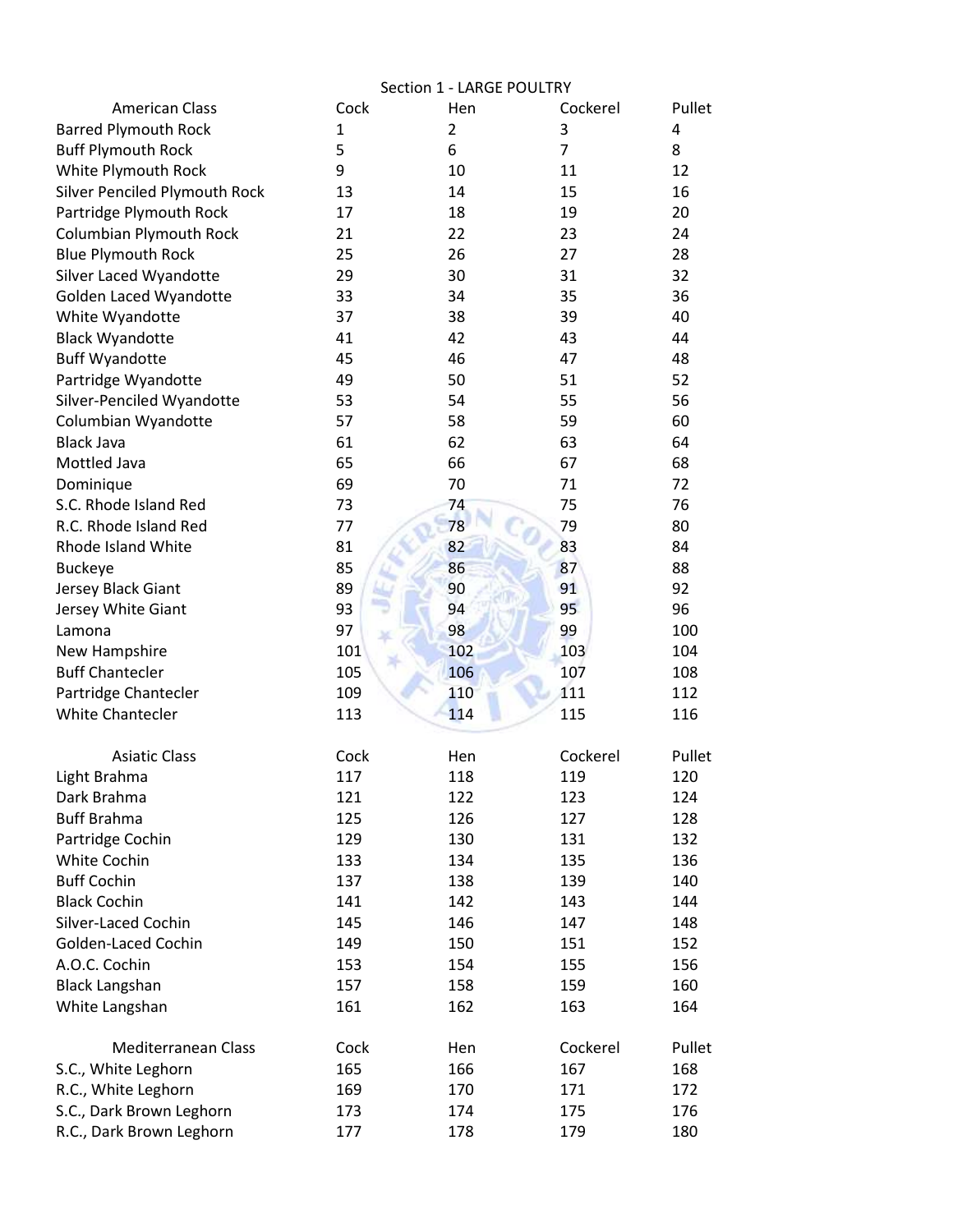## Section 1 - LARGE POULTRY

| American Class | Cock | Hen | Cockerel | Pullet |
|---|---|---|---|---|
| Barred Plymouth Rock | 1 | 2 | 3 | 4 |
| Buff Plymouth Rock | 5 | 6 | 7 | 8 |
| White Plymouth Rock | 9 | 10 | 11 | 12 |
| Silver Penciled Plymouth Rock | 13 | 14 | 15 | 16 |
| Partridge Plymouth Rock | 17 | 18 | 19 | 20 |
| Columbian Plymouth Rock | 21 | 22 | 23 | 24 |
| Blue Plymouth Rock | 25 | 26 | 27 | 28 |
| Silver Laced Wyandotte | 29 | 30 | 31 | 32 |
| Golden Laced Wyandotte | 33 | 34 | 35 | 36 |
| White Wyandotte | 37 | 38 | 39 | 40 |
| Black Wyandotte | 41 | 42 | 43 | 44 |
| Buff Wyandotte | 45 | 46 | 47 | 48 |
| Partridge Wyandotte | 49 | 50 | 51 | 52 |
| Silver-Penciled Wyandotte | 53 | 54 | 55 | 56 |
| Columbian Wyandotte | 57 | 58 | 59 | 60 |
| Black Java | 61 | 62 | 63 | 64 |
| Mottled Java | 65 | 66 | 67 | 68 |
| Dominique | 69 | 70 | 71 | 72 |
| S.C. Rhode Island Red | 73 | 74 | 75 | 76 |
| R.C. Rhode Island Red | 77 | 78 | 79 | 80 |
| Rhode Island White | 81 | 82 | 83 | 84 |
| Buckeye | 85 | 86 | 87 | 88 |
| Jersey Black Giant | 89 | 90 | 91 | 92 |
| Jersey White Giant | 93 | 94 | 95 | 96 |
| Lamona | 97 | 98 | 99 | 100 |
| New Hampshire | 101 | 102 | 103 | 104 |
| Buff Chantecler | 105 | 106 | 107 | 108 |
| Partridge Chantecler | 109 | 110 | 111 | 112 |
| White Chantecler | 113 | 114 | 115 | 116 |

| Asiatic Class | Cock | Hen | Cockerel | Pullet |
|---|---|---|---|---|
| Light Brahma | 117 | 118 | 119 | 120 |
| Dark Brahma | 121 | 122 | 123 | 124 |
| Buff Brahma | 125 | 126 | 127 | 128 |
| Partridge Cochin | 129 | 130 | 131 | 132 |
| White Cochin | 133 | 134 | 135 | 136 |
| Buff Cochin | 137 | 138 | 139 | 140 |
| Black Cochin | 141 | 142 | 143 | 144 |
| Silver-Laced Cochin | 145 | 146 | 147 | 148 |
| Golden-Laced Cochin | 149 | 150 | 151 | 152 |
| A.O.C. Cochin | 153 | 154 | 155 | 156 |
| Black Langshan | 157 | 158 | 159 | 160 |
| White Langshan | 161 | 162 | 163 | 164 |

| Mediterranean Class | Cock | Hen | Cockerel | Pullet |
|---|---|---|---|---|
| S.C., White Leghorn | 165 | 166 | 167 | 168 |
| R.C., White Leghorn | 169 | 170 | 171 | 172 |
| S.C., Dark Brown Leghorn | 173 | 174 | 175 | 176 |
| R.C., Dark Brown Leghorn | 177 | 178 | 179 | 180 |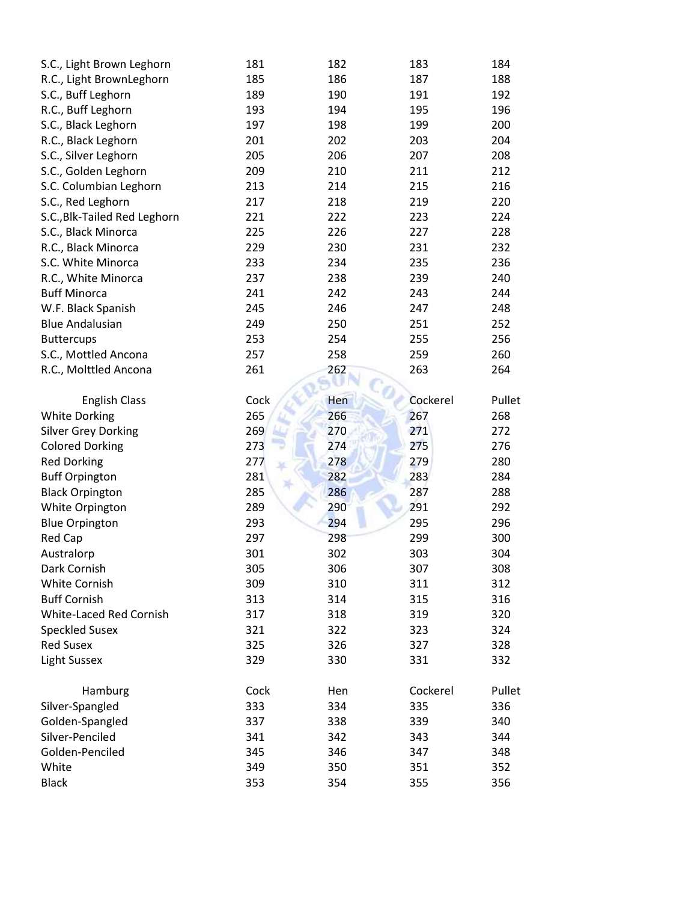| | | | | |
|---|---|---|---|---|
| S.C., Light Brown Leghorn | 181 | 182 | 183 | 184 |
| R.C., Light BrownLeghorn | 185 | 186 | 187 | 188 |
| S.C., Buff Leghorn | 189 | 190 | 191 | 192 |
| R.C., Buff Leghorn | 193 | 194 | 195 | 196 |
| S.C., Black Leghorn | 197 | 198 | 199 | 200 |
| R.C., Black Leghorn | 201 | 202 | 203 | 204 |
| S.C., Silver Leghorn | 205 | 206 | 207 | 208 |
| S.C., Golden Leghorn | 209 | 210 | 211 | 212 |
| S.C. Columbian Leghorn | 213 | 214 | 215 | 216 |
| S.C., Red Leghorn | 217 | 218 | 219 | 220 |
| S.C.,Blk-Tailed Red Leghorn | 221 | 222 | 223 | 224 |
| S.C., Black Minorca | 225 | 226 | 227 | 228 |
| R.C., Black Minorca | 229 | 230 | 231 | 232 |
| S.C. White Minorca | 233 | 234 | 235 | 236 |
| R.C., White Minorca | 237 | 238 | 239 | 240 |
| Buff Minorca | 241 | 242 | 243 | 244 |
| W.F. Black Spanish | 245 | 246 | 247 | 248 |
| Blue Andalusian | 249 | 250 | 251 | 252 |
| Buttercups | 253 | 254 | 255 | 256 |
| S.C., Mottled Ancona | 257 | 258 | 259 | 260 |
| R.C., Molttled Ancona | 261 | 262 | 263 | 264 |

| English Class | Cock | Hen | Cockerel | Pullet |
|---|---|---|---|---|
| White Dorking | 265 | 266 | 267 | 268 |
| Silver Grey Dorking | 269 | 270 | 271 | 272 |
| Colored Dorking | 273 | 274 | 275 | 276 |
| Red Dorking | 277 | 278 | 279 | 280 |
| Buff Orpington | 281 | 282 | 283 | 284 |
| Black Orpington | 285 | 286 | 287 | 288 |
| White Orpington | 289 | 290 | 291 | 292 |
| Blue Orpington | 293 | 294 | 295 | 296 |
| Red Cap | 297 | 298 | 299 | 300 |
| Australorp | 301 | 302 | 303 | 304 |
| Dark Cornish | 305 | 306 | 307 | 308 |
| White Cornish | 309 | 310 | 311 | 312 |
| Buff Cornish | 313 | 314 | 315 | 316 |
| White-Laced Red Cornish | 317 | 318 | 319 | 320 |
| Speckled Susex | 321 | 322 | 323 | 324 |
| Red Susex | 325 | 326 | 327 | 328 |
| Light Sussex | 329 | 330 | 331 | 332 |

| Hamburg | Cock | Hen | Cockerel | Pullet |
|---|---|---|---|---|
| Silver-Spangled | 333 | 334 | 335 | 336 |
| Golden-Spangled | 337 | 338 | 339 | 340 |
| Silver-Penciled | 341 | 342 | 343 | 344 |
| Golden-Penciled | 345 | 346 | 347 | 348 |
| White | 349 | 350 | 351 | 352 |
| Black | 353 | 354 | 355 | 356 |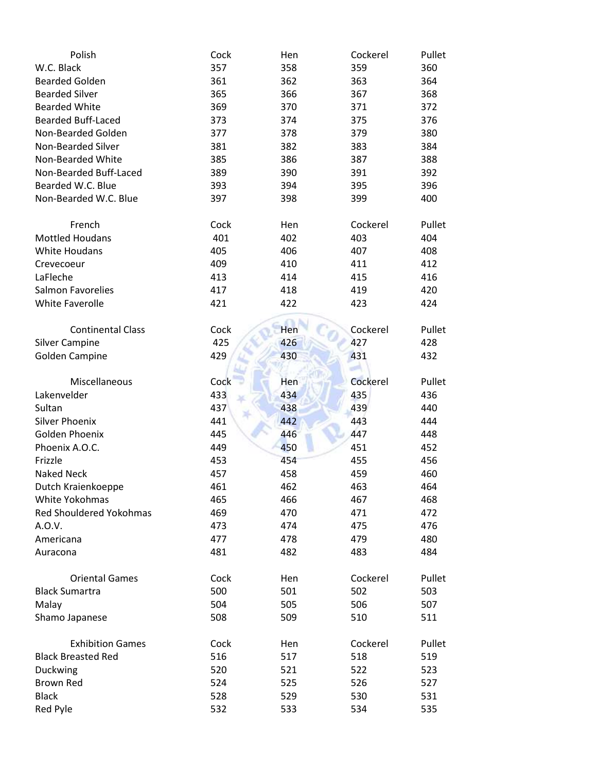| Polish | Cock | Hen | Cockerel | Pullet |
|---|---|---|---|---|
| W.C. Black | 357 | 358 | 359 | 360 |
| Bearded Golden | 361 | 362 | 363 | 364 |
| Bearded Silver | 365 | 366 | 367 | 368 |
| Bearded White | 369 | 370 | 371 | 372 |
| Bearded Buff-Laced | 373 | 374 | 375 | 376 |
| Non-Bearded Golden | 377 | 378 | 379 | 380 |
| Non-Bearded Silver | 381 | 382 | 383 | 384 |
| Non-Bearded White | 385 | 386 | 387 | 388 |
| Non-Bearded Buff-Laced | 389 | 390 | 391 | 392 |
| Bearded W.C. Blue | 393 | 394 | 395 | 396 |
| Non-Bearded W.C. Blue | 397 | 398 | 399 | 400 |

| French | Cock | Hen | Cockerel | Pullet |
|---|---|---|---|---|
| Mottled Houdans | 401 | 402 | 403 | 404 |
| White Houdans | 405 | 406 | 407 | 408 |
| Crevecoeur | 409 | 410 | 411 | 412 |
| LaFleche | 413 | 414 | 415 | 416 |
| Salmon Favorelies | 417 | 418 | 419 | 420 |
| White Faverolle | 421 | 422 | 423 | 424 |

| Continental Class | Cock | Hen | Cockerel | Pullet |
|---|---|---|---|---|
| Silver Campine | 425 | 426 | 427 | 428 |
| Golden Campine | 429 | 430 | 431 | 432 |

| Miscellaneous | Cock | Hen | Cockerel | Pullet |
|---|---|---|---|---|
| Lakenvelder | 433 | 434 | 435 | 436 |
| Sultan | 437 | 438 | 439 | 440 |
| Silver Phoenix | 441 | 442 | 443 | 444 |
| Golden Phoenix | 445 | 446 | 447 | 448 |
| Phoenix A.O.C. | 449 | 450 | 451 | 452 |
| Frizzle | 453 | 454 | 455 | 456 |
| Naked Neck | 457 | 458 | 459 | 460 |
| Dutch Kraienkoeppe | 461 | 462 | 463 | 464 |
| White Yokohmas | 465 | 466 | 467 | 468 |
| Red Shouldered Yokohmas | 469 | 470 | 471 | 472 |
| A.O.V. | 473 | 474 | 475 | 476 |
| Americana | 477 | 478 | 479 | 480 |
| Auracona | 481 | 482 | 483 | 484 |

| Oriental Games | Cock | Hen | Cockerel | Pullet |
|---|---|---|---|---|
| Black Sumartra | 500 | 501 | 502 | 503 |
| Malay | 504 | 505 | 506 | 507 |
| Shamo Japanese | 508 | 509 | 510 | 511 |

| Exhibition Games | Cock | Hen | Cockerel | Pullet |
|---|---|---|---|---|
| Black Breasted Red | 516 | 517 | 518 | 519 |
| Duckwing | 520 | 521 | 522 | 523 |
| Brown Red | 524 | 525 | 526 | 527 |
| Black | 528 | 529 | 530 | 531 |
| Red Pyle | 532 | 533 | 534 | 535 |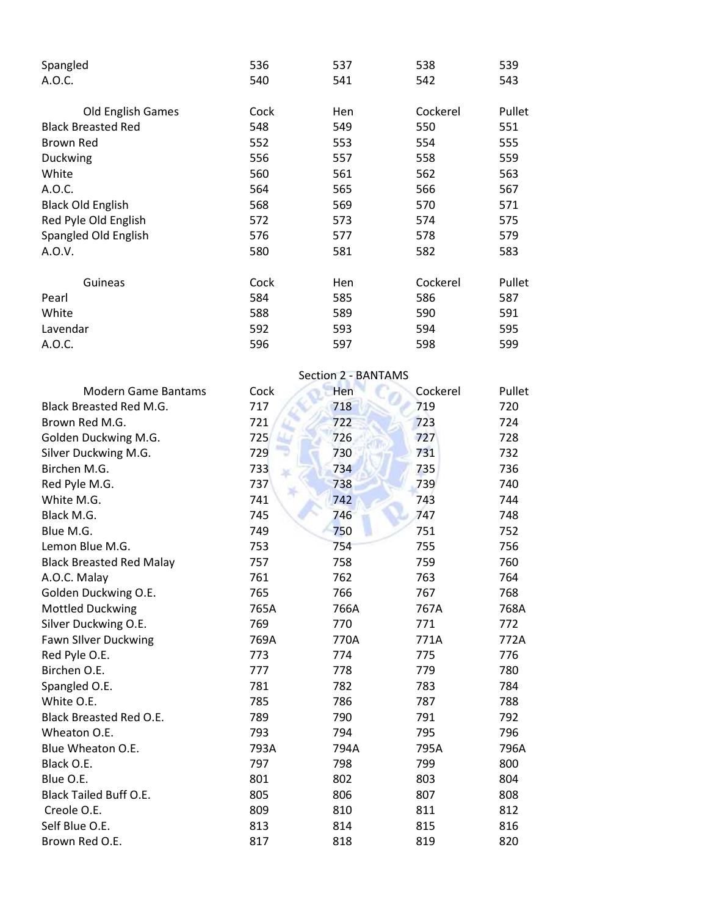| | | | | |
|---|---|---|---|---|
| Spangled | 536 | 537 | 538 | 539 |
| A.O.C. | 540 | 541 | 542 | 543 |

| Old English Games | Cock | Hen | Cockerel | Pullet |
|---|---|---|---|---|
| Black Breasted Red | 548 | 549 | 550 | 551 |
| Brown Red | 552 | 553 | 554 | 555 |
| Duckwing | 556 | 557 | 558 | 559 |
| White | 560 | 561 | 562 | 563 |
| A.O.C. | 564 | 565 | 566 | 567 |
| Black Old English | 568 | 569 | 570 | 571 |
| Red Pyle Old English | 572 | 573 | 574 | 575 |
| Spangled Old English | 576 | 577 | 578 | 579 |
| A.O.V. | 580 | 581 | 582 | 583 |

| Guineas | Cock | Hen | Cockerel | Pullet |
|---|---|---|---|---|
| Pearl | 584 | 585 | 586 | 587 |
| White | 588 | 589 | 590 | 591 |
| Lavendar | 592 | 593 | 594 | 595 |
| A.O.C. | 596 | 597 | 598 | 599 |

## Section 2 - BANTAMS

| Modern Game Bantams | Cock | Hen | Cockerel | Pullet |
|---|---|---|---|---|
| Black Breasted Red M.G. | 717 | 718 | 719 | 720 |
| Brown Red M.G. | 721 | 722 | 723 | 724 |
| Golden Duckwing M.G. | 725 | 726 | 727 | 728 |
| Silver Duckwing M.G. | 729 | 730 | 731 | 732 |
| Birchen M.G. | 733 | 734 | 735 | 736 |
| Red Pyle M.G. | 737 | 738 | 739 | 740 |
| White M.G. | 741 | 742 | 743 | 744 |
| Black M.G. | 745 | 746 | 747 | 748 |
| Blue M.G. | 749 | 750 | 751 | 752 |
| Lemon Blue M.G. | 753 | 754 | 755 | 756 |
| Black Breasted Red Malay | 757 | 758 | 759 | 760 |
| A.O.C. Malay | 761 | 762 | 763 | 764 |
| Golden Duckwing O.E. | 765 | 766 | 767 | 768 |
| Mottled Duckwing | 765A | 766A | 767A | 768A |
| Silver Duckwing O.E. | 769 | 770 | 771 | 772 |
| Fawn SIlver Duckwing | 769A | 770A | 771A | 772A |
| Red Pyle O.E. | 773 | 774 | 775 | 776 |
| Birchen O.E. | 777 | 778 | 779 | 780 |
| Spangled O.E. | 781 | 782 | 783 | 784 |
| White O.E. | 785 | 786 | 787 | 788 |
| Black Breasted Red O.E. | 789 | 790 | 791 | 792 |
| Wheaton O.E. | 793 | 794 | 795 | 796 |
| Blue Wheaton O.E. | 793A | 794A | 795A | 796A |
| Black O.E. | 797 | 798 | 799 | 800 |
| Blue O.E. | 801 | 802 | 803 | 804 |
| Black Tailed Buff O.E. | 805 | 806 | 807 | 808 |
| Creole O.E. | 809 | 810 | 811 | 812 |
| Self Blue O.E. | 813 | 814 | 815 | 816 |
| Brown Red O.E. | 817 | 818 | 819 | 820 |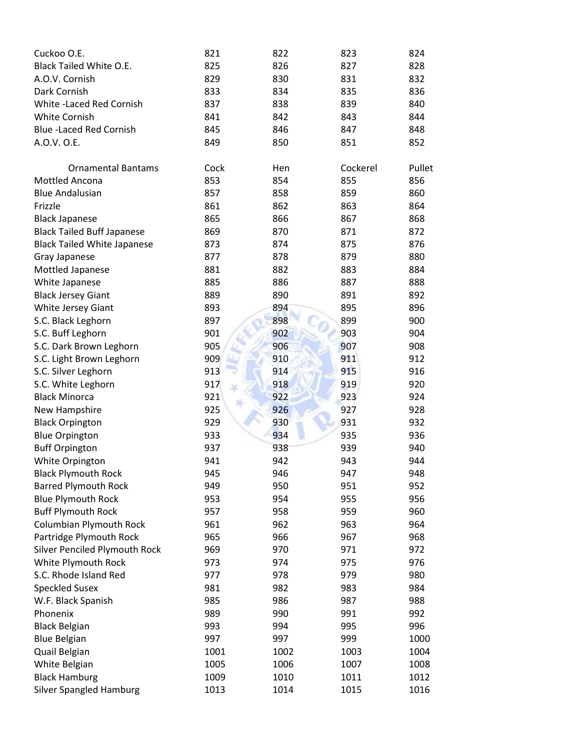| | | | | |
|---|---|---|---|---|
| Cuckoo O.E. | 821 | 822 | 823 | 824 |
| Black Tailed White O.E. | 825 | 826 | 827 | 828 |
| A.O.V. Cornish | 829 | 830 | 831 | 832 |
| Dark Cornish | 833 | 834 | 835 | 836 |
| White -Laced Red Cornish | 837 | 838 | 839 | 840 |
| White Cornish | 841 | 842 | 843 | 844 |
| Blue -Laced Red Cornish | 845 | 846 | 847 | 848 |
| A.O.V. O.E. | 849 | 850 | 851 | 852 |

| Ornamental Bantams | Cock | Hen | Cockerel | Pullet |
|---|---|---|---|---|
| Mottled Ancona | 853 | 854 | 855 | 856 |
| Blue Andalusian | 857 | 858 | 859 | 860 |
| Frizzle | 861 | 862 | 863 | 864 |
| Black Japanese | 865 | 866 | 867 | 868 |
| Black Tailed Buff Japanese | 869 | 870 | 871 | 872 |
| Black Tailed White Japanese | 873 | 874 | 875 | 876 |
| Gray Japanese | 877 | 878 | 879 | 880 |
| Mottled Japanese | 881 | 882 | 883 | 884 |
| White Japanese | 885 | 886 | 887 | 888 |
| Black Jersey Giant | 889 | 890 | 891 | 892 |
| White Jersey Giant | 893 | 894 | 895 | 896 |
| S.C. Black Leghorn | 897 | 898 | 899 | 900 |
| S.C. Buff Leghorn | 901 | 902 | 903 | 904 |
| S.C. Dark Brown Leghorn | 905 | 906 | 907 | 908 |
| S.C. Light Brown Leghorn | 909 | 910 | 911 | 912 |
| S.C. Silver Leghorn | 913 | 914 | 915 | 916 |
| S.C. White Leghorn | 917 | 918 | 919 | 920 |
| Black Minorca | 921 | 922 | 923 | 924 |
| New Hampshire | 925 | 926 | 927 | 928 |
| Black Orpington | 929 | 930 | 931 | 932 |
| Blue Orpington | 933 | 934 | 935 | 936 |
| Buff Orpington | 937 | 938 | 939 | 940 |
| White Orpington | 941 | 942 | 943 | 944 |
| Black Plymouth Rock | 945 | 946 | 947 | 948 |
| Barred Plymouth Rock | 949 | 950 | 951 | 952 |
| Blue Plymouth Rock | 953 | 954 | 955 | 956 |
| Buff Plymouth Rock | 957 | 958 | 959 | 960 |
| Columbian Plymouth Rock | 961 | 962 | 963 | 964 |
| Partridge Plymouth Rock | 965 | 966 | 967 | 968 |
| Silver Penciled Plymouth Rock | 969 | 970 | 971 | 972 |
| White Plymouth Rock | 973 | 974 | 975 | 976 |
| S.C. Rhode Island Red | 977 | 978 | 979 | 980 |
| Speckled Susex | 981 | 982 | 983 | 984 |
| W.F. Black Spanish | 985 | 986 | 987 | 988 |
| Phonenix | 989 | 990 | 991 | 992 |
| Black Belgian | 993 | 994 | 995 | 996 |
| Blue Belgian | 997 | 997 | 999 | 1000 |
| Quail Belgian | 1001 | 1002 | 1003 | 1004 |
| White Belgian | 1005 | 1006 | 1007 | 1008 |
| Black Hamburg | 1009 | 1010 | 1011 | 1012 |
| Silver Spangled Hamburg | 1013 | 1014 | 1015 | 1016 |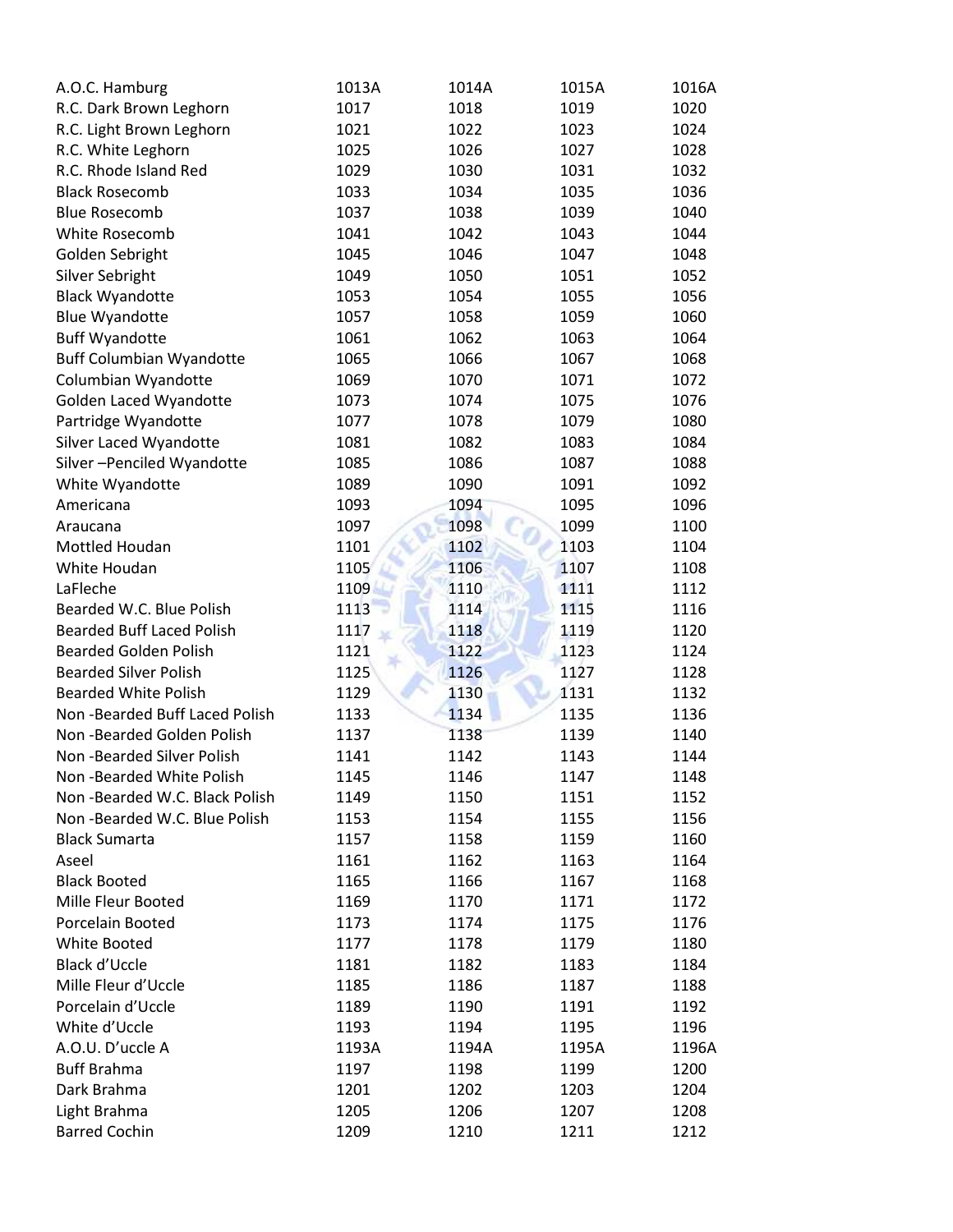| | | | | |
|---|---|---|---|---|
| A.O.C. Hamburg | 1013A | 1014A | 1015A | 1016A |
| R.C. Dark Brown Leghorn | 1017 | 1018 | 1019 | 1020 |
| R.C. Light Brown Leghorn | 1021 | 1022 | 1023 | 1024 |
| R.C. White Leghorn | 1025 | 1026 | 1027 | 1028 |
| R.C. Rhode Island Red | 1029 | 1030 | 1031 | 1032 |
| Black Rosecomb | 1033 | 1034 | 1035 | 1036 |
| Blue Rosecomb | 1037 | 1038 | 1039 | 1040 |
| White Rosecomb | 1041 | 1042 | 1043 | 1044 |
| Golden Sebright | 1045 | 1046 | 1047 | 1048 |
| Silver Sebright | 1049 | 1050 | 1051 | 1052 |
| Black Wyandotte | 1053 | 1054 | 1055 | 1056 |
| Blue Wyandotte | 1057 | 1058 | 1059 | 1060 |
| Buff Wyandotte | 1061 | 1062 | 1063 | 1064 |
| Buff Columbian Wyandotte | 1065 | 1066 | 1067 | 1068 |
| Columbian Wyandotte | 1069 | 1070 | 1071 | 1072 |
| Golden Laced Wyandotte | 1073 | 1074 | 1075 | 1076 |
| Partridge Wyandotte | 1077 | 1078 | 1079 | 1080 |
| Silver Laced Wyandotte | 1081 | 1082 | 1083 | 1084 |
| Silver –Penciled Wyandotte | 1085 | 1086 | 1087 | 1088 |
| White Wyandotte | 1089 | 1090 | 1091 | 1092 |
| Americana | 1093 | 1094 | 1095 | 1096 |
| Araucana | 1097 | 1098 | 1099 | 1100 |
| Mottled Houdan | 1101 | 1102 | 1103 | 1104 |
| White Houdan | 1105 | 1106 | 1107 | 1108 |
| LaFleche | 1109 | 1110 | 1111 | 1112 |
| Bearded W.C. Blue Polish | 1113 | 1114 | 1115 | 1116 |
| Bearded Buff Laced Polish | 1117 | 1118 | 1119 | 1120 |
| Bearded Golden Polish | 1121 | 1122 | 1123 | 1124 |
| Bearded Silver Polish | 1125 | 1126 | 1127 | 1128 |
| Bearded White Polish | 1129 | 1130 | 1131 | 1132 |
| Non -Bearded Buff Laced Polish | 1133 | 1134 | 1135 | 1136 |
| Non -Bearded Golden Polish | 1137 | 1138 | 1139 | 1140 |
| Non -Bearded Silver Polish | 1141 | 1142 | 1143 | 1144 |
| Non -Bearded White Polish | 1145 | 1146 | 1147 | 1148 |
| Non -Bearded W.C. Black Polish | 1149 | 1150 | 1151 | 1152 |
| Non -Bearded W.C. Blue Polish | 1153 | 1154 | 1155 | 1156 |
| Black Sumarta | 1157 | 1158 | 1159 | 1160 |
| Aseel | 1161 | 1162 | 1163 | 1164 |
| Black Booted | 1165 | 1166 | 1167 | 1168 |
| Mille Fleur Booted | 1169 | 1170 | 1171 | 1172 |
| Porcelain Booted | 1173 | 1174 | 1175 | 1176 |
| White Booted | 1177 | 1178 | 1179 | 1180 |
| Black d'Uccle | 1181 | 1182 | 1183 | 1184 |
| Mille Fleur d'Uccle | 1185 | 1186 | 1187 | 1188 |
| Porcelain d'Uccle | 1189 | 1190 | 1191 | 1192 |
| White d'Uccle | 1193 | 1194 | 1195 | 1196 |
| A.O.U. D'uccle A | 1193A | 1194A | 1195A | 1196A |
| Buff Brahma | 1197 | 1198 | 1199 | 1200 |
| Dark Brahma | 1201 | 1202 | 1203 | 1204 |
| Light Brahma | 1205 | 1206 | 1207 | 1208 |
| Barred Cochin | 1209 | 1210 | 1211 | 1212 |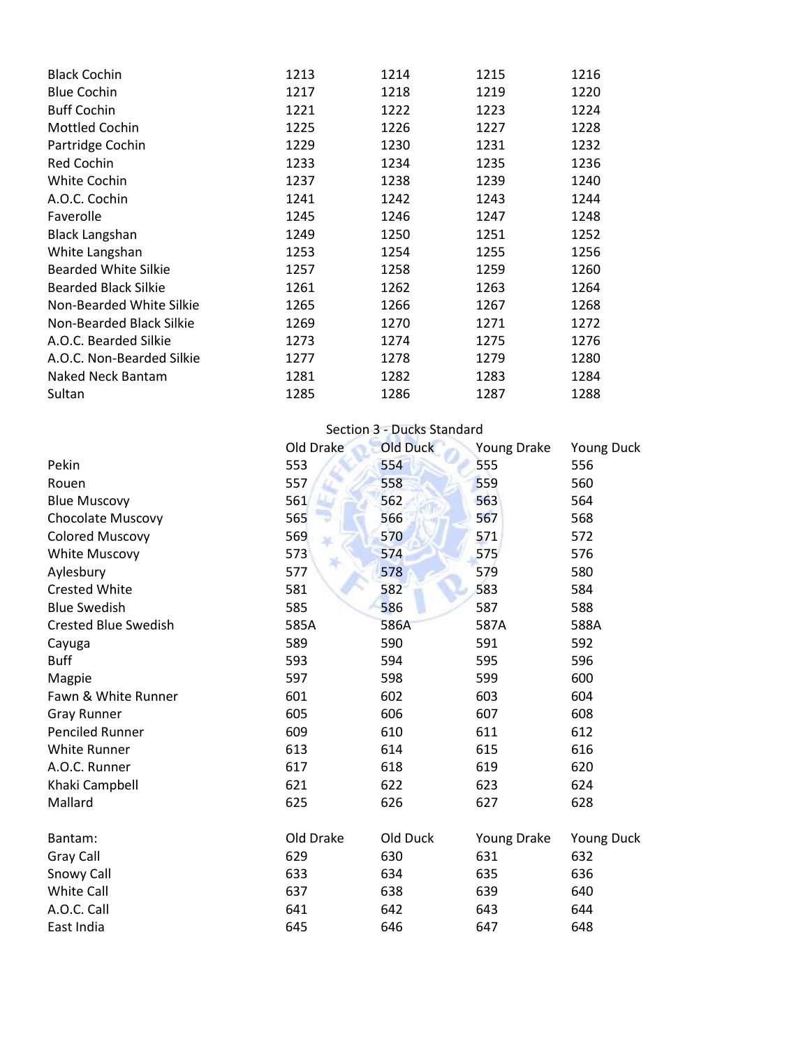| | | | | |
|---|---|---|---|---|
| Black Cochin | 1213 | 1214 | 1215 | 1216 |
| Blue Cochin | 1217 | 1218 | 1219 | 1220 |
| Buff Cochin | 1221 | 1222 | 1223 | 1224 |
| Mottled Cochin | 1225 | 1226 | 1227 | 1228 |
| Partridge Cochin | 1229 | 1230 | 1231 | 1232 |
| Red Cochin | 1233 | 1234 | 1235 | 1236 |
| White Cochin | 1237 | 1238 | 1239 | 1240 |
| A.O.C. Cochin | 1241 | 1242 | 1243 | 1244 |
| Faverolle | 1245 | 1246 | 1247 | 1248 |
| Black Langshan | 1249 | 1250 | 1251 | 1252 |
| White Langshan | 1253 | 1254 | 1255 | 1256 |
| Bearded White Silkie | 1257 | 1258 | 1259 | 1260 |
| Bearded Black Silkie | 1261 | 1262 | 1263 | 1264 |
| Non-Bearded White Silkie | 1265 | 1266 | 1267 | 1268 |
| Non-Bearded Black Silkie | 1269 | 1270 | 1271 | 1272 |
| A.O.C. Bearded Silkie | 1273 | 1274 | 1275 | 1276 |
| A.O.C. Non-Bearded Silkie | 1277 | 1278 | 1279 | 1280 |
| Naked Neck Bantam | 1281 | 1282 | 1283 | 1284 |
| Sultan | 1285 | 1286 | 1287 | 1288 |

## Section 3 - Ducks Standard

| | Old Drake | Old Duck | Young Drake | Young Duck |
|---|---|---|---|---|
| Pekin | 553 | 554 | 555 | 556 |
| Rouen | 557 | 558 | 559 | 560 |
| Blue Muscovy | 561 | 562 | 563 | 564 |
| Chocolate Muscovy | 565 | 566 | 567 | 568 |
| Colored Muscovy | 569 | 570 | 571 | 572 |
| White Muscovy | 573 | 574 | 575 | 576 |
| Aylesbury | 577 | 578 | 579 | 580 |
| Crested White | 581 | 582 | 583 | 584 |
| Blue Swedish | 585 | 586 | 587 | 588 |
| Crested Blue Swedish | 585A | 586A | 587A | 588A |
| Cayuga | 589 | 590 | 591 | 592 |
| Buff | 593 | 594 | 595 | 596 |
| Magpie | 597 | 598 | 599 | 600 |
| Fawn & White Runner | 601 | 602 | 603 | 604 |
| Gray Runner | 605 | 606 | 607 | 608 |
| Penciled Runner | 609 | 610 | 611 | 612 |
| White Runner | 613 | 614 | 615 | 616 |
| A.O.C. Runner | 617 | 618 | 619 | 620 |
| Khaki Campbell | 621 | 622 | 623 | 624 |
| Mallard | 625 | 626 | 627 | 628 |

| Bantam: | Old Drake | Old Duck | Young Drake | Young Duck |
|---|---|---|---|---|
| Gray Call | 629 | 630 | 631 | 632 |
| Snowy Call | 633 | 634 | 635 | 636 |
| White Call | 637 | 638 | 639 | 640 |
| A.O.C. Call | 641 | 642 | 643 | 644 |
| East India | 645 | 646 | 647 | 648 |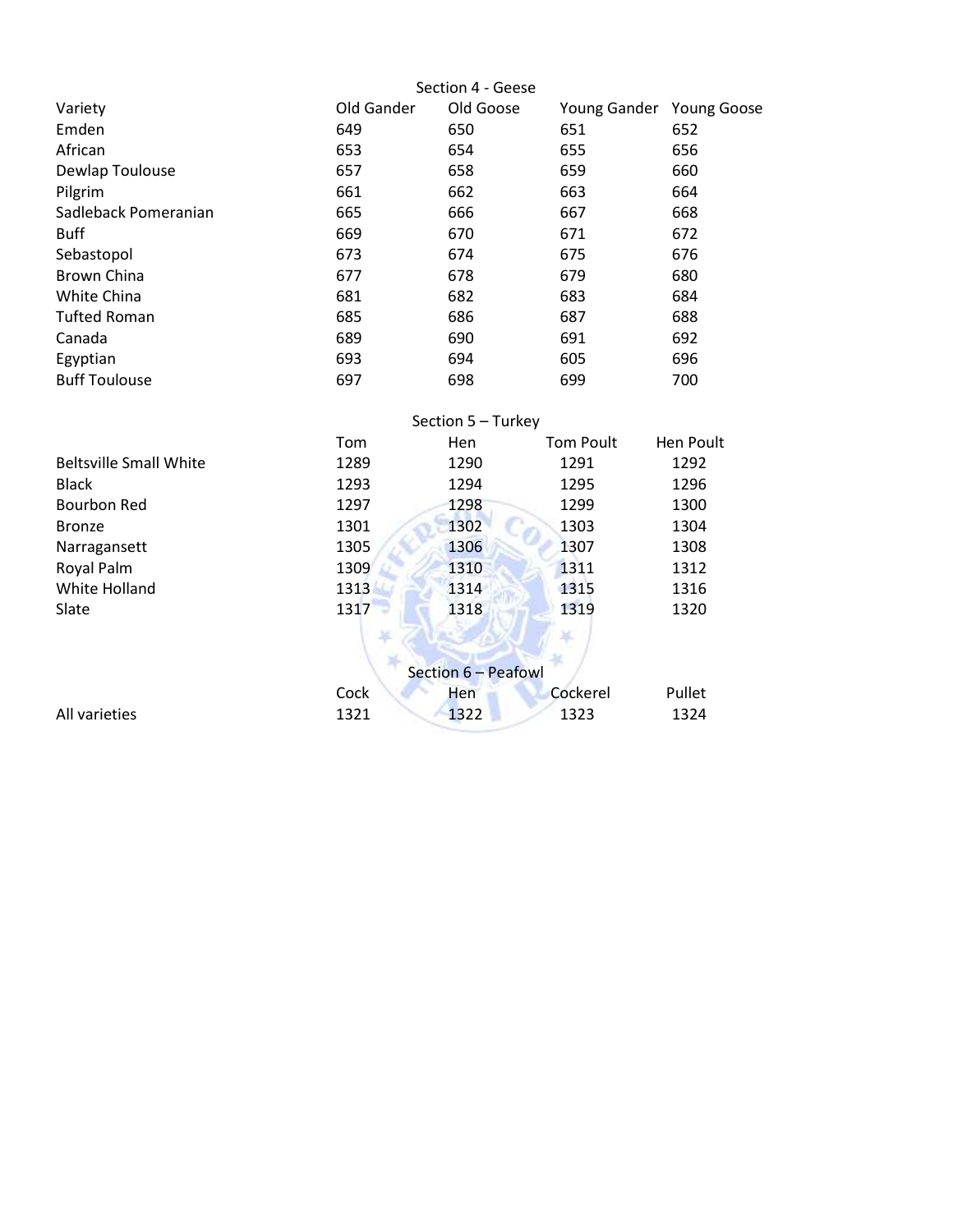## Section 4 - Geese

| Variety | Old Gander | Old Goose | Young Gander | Young Goose |
|---|---|---|---|---|
| Emden | 649 | 650 | 651 | 652 |
| African | 653 | 654 | 655 | 656 |
| Dewlap Toulouse | 657 | 658 | 659 | 660 |
| Pilgrim | 661 | 662 | 663 | 664 |
| Sadleback Pomeranian | 665 | 666 | 667 | 668 |
| Buff | 669 | 670 | 671 | 672 |
| Sebastopol | 673 | 674 | 675 | 676 |
| Brown China | 677 | 678 | 679 | 680 |
| White China | 681 | 682 | 683 | 684 |
| Tufted Roman | 685 | 686 | 687 | 688 |
| Canada | 689 | 690 | 691 | 692 |
| Egyptian | 693 | 694 | 605 | 696 |
| Buff Toulouse | 697 | 698 | 699 | 700 |

## Section 5 – Turkey

| | Tom | Hen | Tom Poult | Hen Poult |
|---|---|---|---|---|
| Beltsville Small White | 1289 | 1290 | 1291 | 1292 |
| Black | 1293 | 1294 | 1295 | 1296 |
| Bourbon Red | 1297 | 1298 | 1299 | 1300 |
| Bronze | 1301 | 1302 | 1303 | 1304 |
| Narragansett | 1305 | 1306 | 1307 | 1308 |
| Royal Palm | 1309 | 1310 | 1311 | 1312 |
| White Holland | 1313 | 1314 | 1315 | 1316 |
| Slate | 1317 | 1318 | 1319 | 1320 |

## Section 6 – Peafowl

| | Cock | Hen | Cockerel | Pullet |
|---|---|---|---|---|
| All varieties | 1321 | 1322 | 1323 | 1324 |